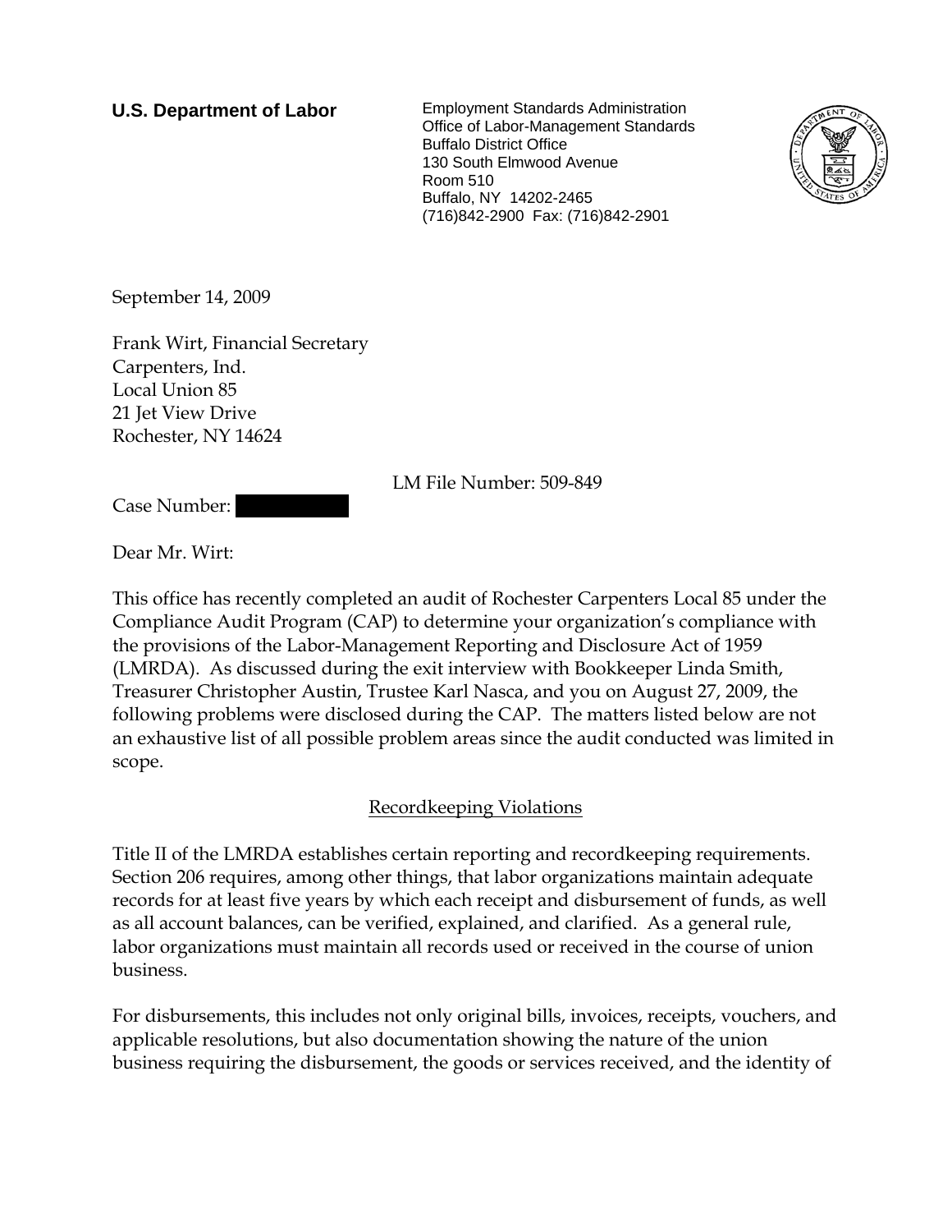**U.S. Department of Labor**

Employment Standards Administration
Office of Labor-Management Standards
Buffalo District Office
130 South Elmwood Avenue
Room 510
Buffalo, NY 14202-2465
(716)842-2900 Fax: (716)842-2901

September 14, 2009

Frank Wirt, Financial Secretary
Carpenters, Ind.
Local Union 85
21 Jet View Drive
Rochester, NY 14624

LM File Number: 509-849

Case Number:

Dear Mr. Wirt:

This office has recently completed an audit of Rochester Carpenters Local 85 under the Compliance Audit Program (CAP) to determine your organization's compliance with the provisions of the Labor-Management Reporting and Disclosure Act of 1959 (LMRDA). As discussed during the exit interview with Bookkeeper Linda Smith, Treasurer Christopher Austin, Trustee Karl Nasca, and you on August 27, 2009, the following problems were disclosed during the CAP. The matters listed below are not an exhaustive list of all possible problem areas since the audit conducted was limited in scope.

## Recordkeeping Violations

Title II of the LMRDA establishes certain reporting and recordkeeping requirements. Section 206 requires, among other things, that labor organizations maintain adequate records for at least five years by which each receipt and disbursement of funds, as well as all account balances, can be verified, explained, and clarified. As a general rule, labor organizations must maintain all records used or received in the course of union business.

For disbursements, this includes not only original bills, invoices, receipts, vouchers, and applicable resolutions, but also documentation showing the nature of the union business requiring the disbursement, the goods or services received, and the identity of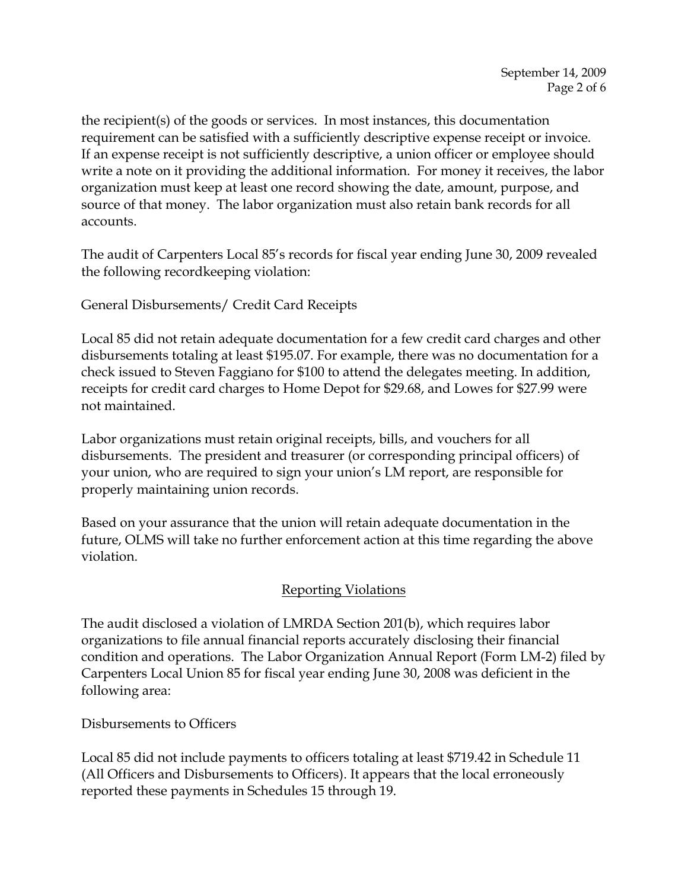the recipient(s) of the goods or services. In most instances, this documentation requirement can be satisfied with a sufficiently descriptive expense receipt or invoice. If an expense receipt is not sufficiently descriptive, a union officer or employee should write a note on it providing the additional information. For money it receives, the labor organization must keep at least one record showing the date, amount, purpose, and source of that money. The labor organization must also retain bank records for all accounts.

The audit of Carpenters Local 85's records for fiscal year ending June 30, 2009 revealed the following recordkeeping violation:

General Disbursements/ Credit Card Receipts

Local 85 did not retain adequate documentation for a few credit card charges and other disbursements totaling at least $195.07. For example, there was no documentation for a check issued to Steven Faggiano for $100 to attend the delegates meeting. In addition, receipts for credit card charges to Home Depot for $29.68, and Lowes for $27.99 were not maintained.

Labor organizations must retain original receipts, bills, and vouchers for all disbursements. The president and treasurer (or corresponding principal officers) of your union, who are required to sign your union's LM report, are responsible for properly maintaining union records.

Based on your assurance that the union will retain adequate documentation in the future, OLMS will take no further enforcement action at this time regarding the above violation.

## Reporting Violations

The audit disclosed a violation of LMRDA Section 201(b), which requires labor organizations to file annual financial reports accurately disclosing their financial condition and operations. The Labor Organization Annual Report (Form LM-2) filed by Carpenters Local Union 85 for fiscal year ending June 30, 2008 was deficient in the following area:

Disbursements to Officers

Local 85 did not include payments to officers totaling at least $719.42 in Schedule 11 (All Officers and Disbursements to Officers). It appears that the local erroneously reported these payments in Schedules 15 through 19.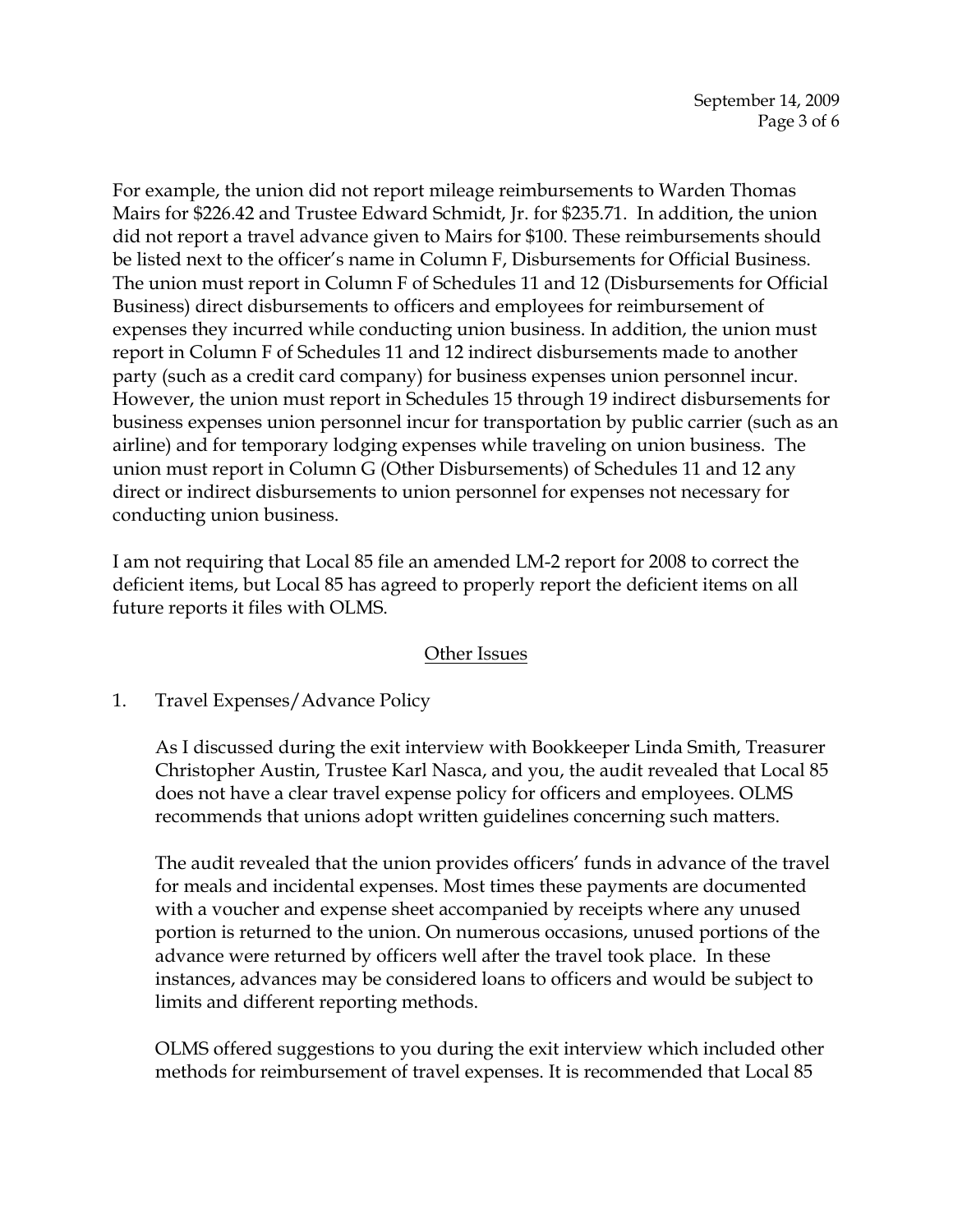For example, the union did not report mileage reimbursements to Warden Thomas Mairs for $226.42 and Trustee Edward Schmidt, Jr. for $235.71. In addition, the union did not report a travel advance given to Mairs for $100. These reimbursements should be listed next to the officer's name in Column F, Disbursements for Official Business. The union must report in Column F of Schedules 11 and 12 (Disbursements for Official Business) direct disbursements to officers and employees for reimbursement of expenses they incurred while conducting union business. In addition, the union must report in Column F of Schedules 11 and 12 indirect disbursements made to another party (such as a credit card company) for business expenses union personnel incur. However, the union must report in Schedules 15 through 19 indirect disbursements for business expenses union personnel incur for transportation by public carrier (such as an airline) and for temporary lodging expenses while traveling on union business. The union must report in Column G (Other Disbursements) of Schedules 11 and 12 any direct or indirect disbursements to union personnel for expenses not necessary for conducting union business.

I am not requiring that Local 85 file an amended LM-2 report for 2008 to correct the deficient items, but Local 85 has agreed to properly report the deficient items on all future reports it files with OLMS.

## Other Issues

1. Travel Expenses/Advance Policy

   As I discussed during the exit interview with Bookkeeper Linda Smith, Treasurer Christopher Austin, Trustee Karl Nasca, and you, the audit revealed that Local 85 does not have a clear travel expense policy for officers and employees. OLMS recommends that unions adopt written guidelines concerning such matters.

   The audit revealed that the union provides officers' funds in advance of the travel for meals and incidental expenses. Most times these payments are documented with a voucher and expense sheet accompanied by receipts where any unused portion is returned to the union. On numerous occasions, unused portions of the advance were returned by officers well after the travel took place. In these instances, advances may be considered loans to officers and would be subject to limits and different reporting methods.

   OLMS offered suggestions to you during the exit interview which included other methods for reimbursement of travel expenses. It is recommended that Local 85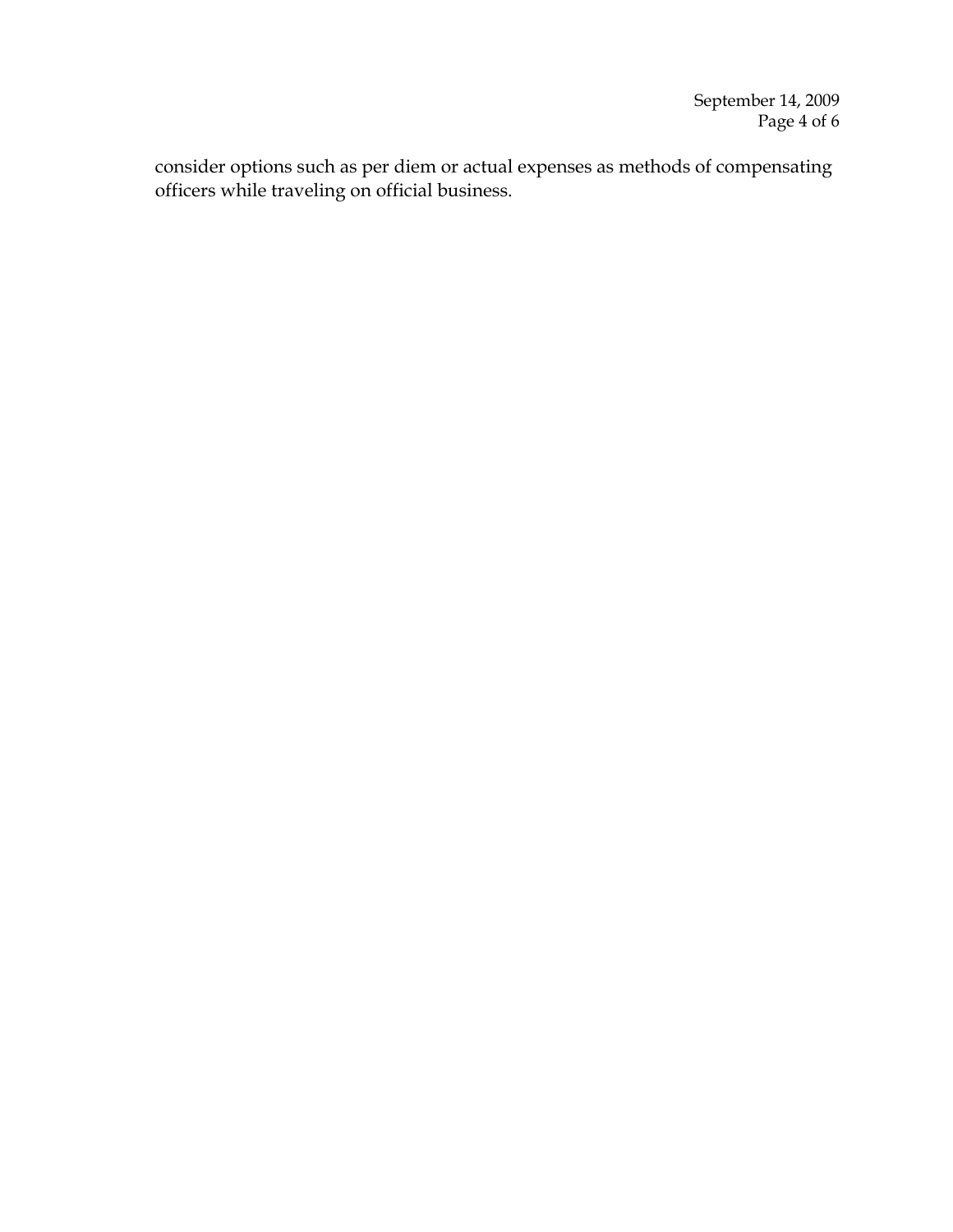consider options such as per diem or actual expenses as methods of compensating officers while traveling on official business.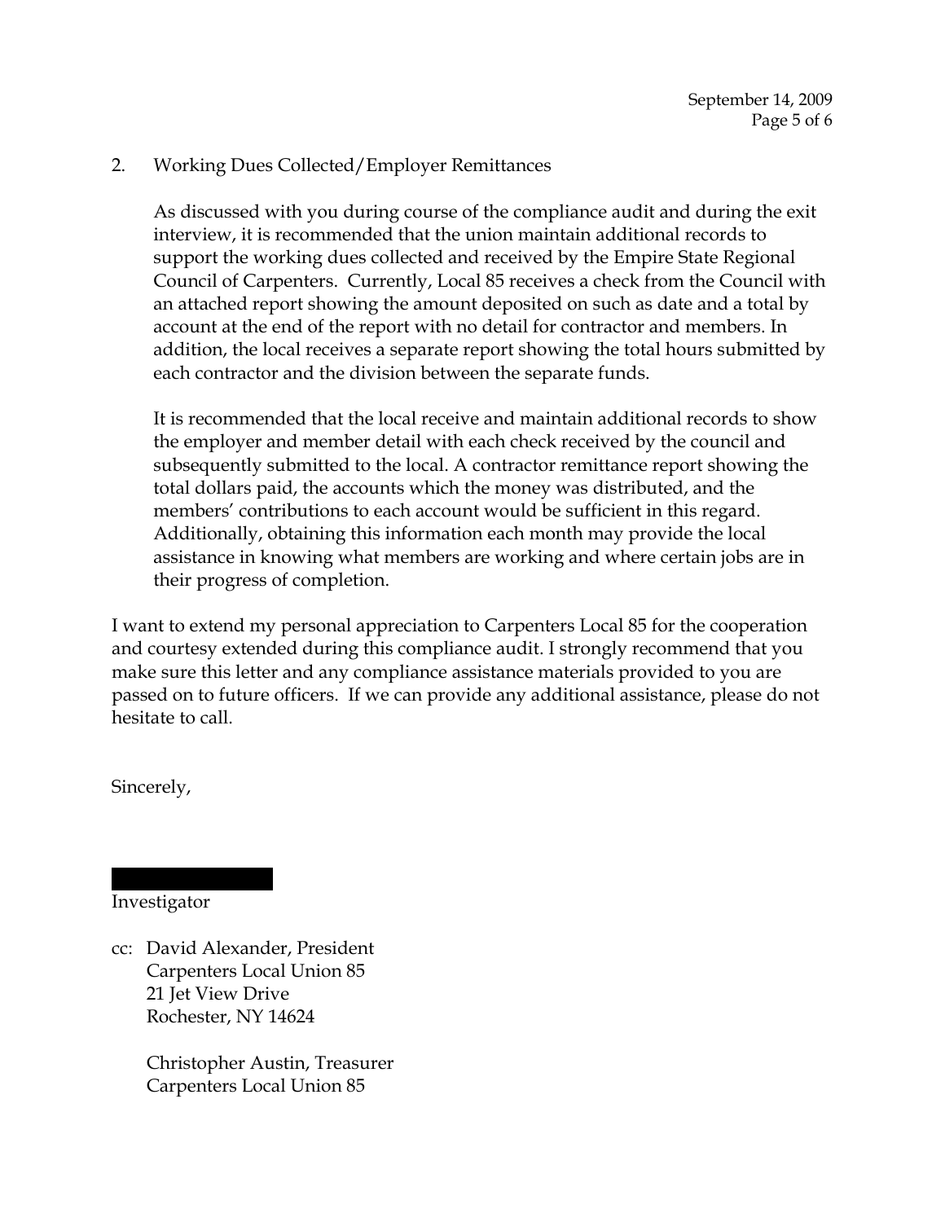2. Working Dues Collected/Employer Remittances

   As discussed with you during course of the compliance audit and during the exit interview, it is recommended that the union maintain additional records to support the working dues collected and received by the Empire State Regional Council of Carpenters. Currently, Local 85 receives a check from the Council with an attached report showing the amount deposited on such as date and a total by account at the end of the report with no detail for contractor and members. In addition, the local receives a separate report showing the total hours submitted by each contractor and the division between the separate funds.

   It is recommended that the local receive and maintain additional records to show the employer and member detail with each check received by the council and subsequently submitted to the local. A contractor remittance report showing the total dollars paid, the accounts which the money was distributed, and the members' contributions to each account would be sufficient in this regard. Additionally, obtaining this information each month may provide the local assistance in knowing what members are working and where certain jobs are in their progress of completion.

I want to extend my personal appreciation to Carpenters Local 85 for the cooperation and courtesy extended during this compliance audit. I strongly recommend that you make sure this letter and any compliance assistance materials provided to you are passed on to future officers. If we can provide any additional assistance, please do not hesitate to call.

Sincerely,

[REDACTED]

Investigator

cc: David Alexander, President
    Carpenters Local Union 85
    21 Jet View Drive
    Rochester, NY 14624

    Christopher Austin, Treasurer
    Carpenters Local Union 85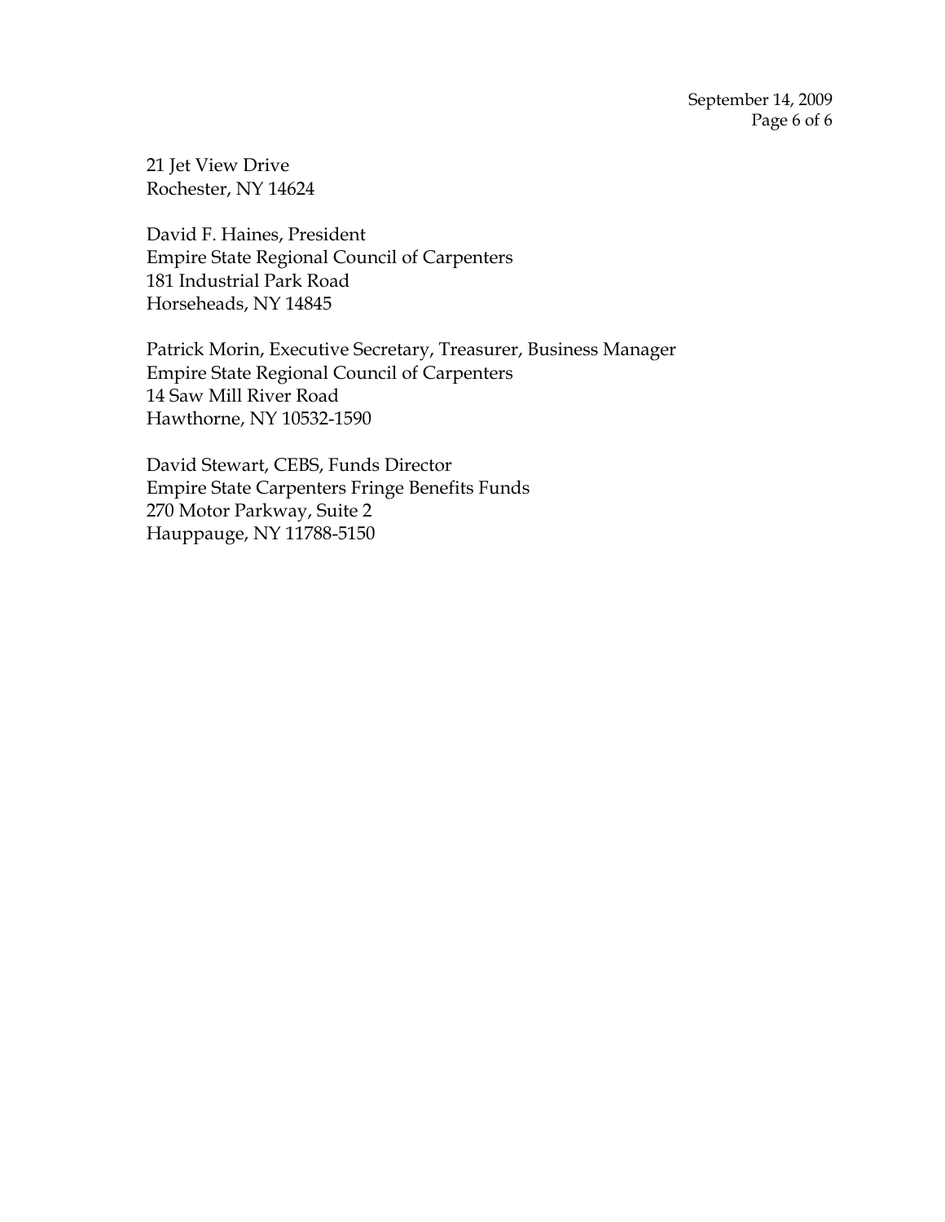21 Jet View Drive
Rochester, NY 14624

David F. Haines, President
Empire State Regional Council of Carpenters
181 Industrial Park Road
Horseheads, NY 14845

Patrick Morin, Executive Secretary, Treasurer, Business Manager
Empire State Regional Council of Carpenters
14 Saw Mill River Road
Hawthorne, NY 10532-1590

David Stewart, CEBS, Funds Director
Empire State Carpenters Fringe Benefits Funds
270 Motor Parkway, Suite 2
Hauppauge, NY 11788-5150